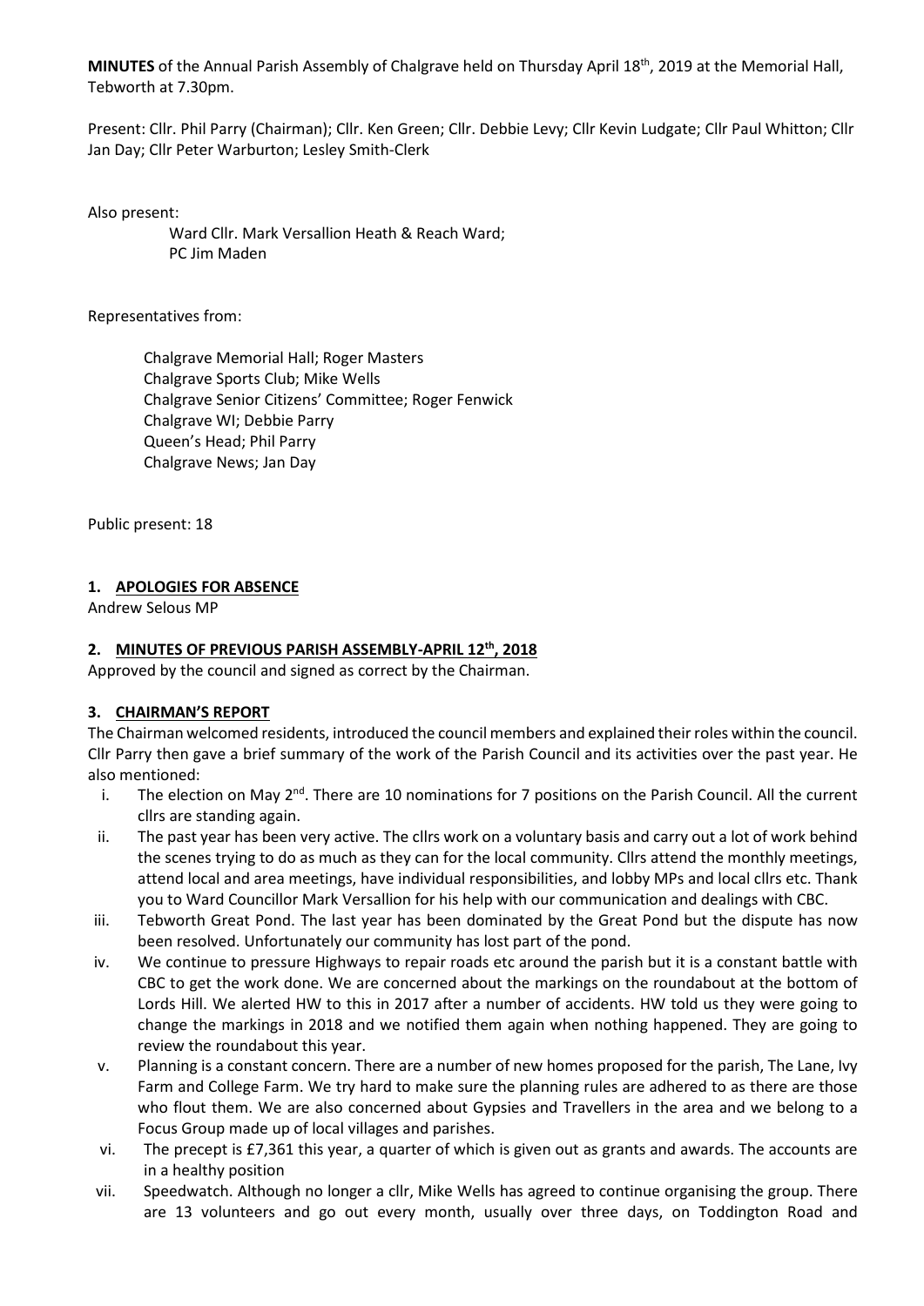**MINUTES** of the Annual Parish Assembly of Chalgrave held on Thursday April 18th, 2019 at the Memorial Hall, Tebworth at 7.30pm.

Present: Cllr. Phil Parry (Chairman); Cllr. Ken Green; Cllr. Debbie Levy; Cllr Kevin Ludgate; Cllr Paul Whitton; Cllr Jan Day; Cllr Peter Warburton; Lesley Smith-Clerk

Also present:

Ward Cllr. Mark Versallion Heath & Reach Ward;
PC Jim Maden

Representatives from:

Chalgrave Memorial Hall; Roger Masters
Chalgrave Sports Club; Mike Wells
Chalgrave Senior Citizens' Committee; Roger Fenwick
Chalgrave WI; Debbie Parry
Queen's Head; Phil Parry
Chalgrave News; Jan Day

Public present: 18

## 1. APOLOGIES FOR ABSENCE

Andrew Selous MP

## 2. MINUTES OF PREVIOUS PARISH ASSEMBLY-APRIL 12th, 2018

Approved by the council and signed as correct by the Chairman.

## 3. CHAIRMAN'S REPORT

The Chairman welcomed residents, introduced the council members and explained their roles within the council. Cllr Parry then gave a brief summary of the work of the Parish Council and its activities over the past year. He also mentioned:

i. The election on May 2nd. There are 10 nominations for 7 positions on the Parish Council. All the current cllrs are standing again.
ii. The past year has been very active. The cllrs work on a voluntary basis and carry out a lot of work behind the scenes trying to do as much as they can for the local community. Cllrs attend the monthly meetings, attend local and area meetings, have individual responsibilities, and lobby MPs and local cllrs etc. Thank you to Ward Councillor Mark Versallion for his help with our communication and dealings with CBC.
iii. Tebworth Great Pond. The last year has been dominated by the Great Pond but the dispute has now been resolved. Unfortunately our community has lost part of the pond.
iv. We continue to pressure Highways to repair roads etc around the parish but it is a constant battle with CBC to get the work done. We are concerned about the markings on the roundabout at the bottom of Lords Hill. We alerted HW to this in 2017 after a number of accidents. HW told us they were going to change the markings in 2018 and we notified them again when nothing happened. They are going to review the roundabout this year.
v. Planning is a constant concern. There are a number of new homes proposed for the parish, The Lane, Ivy Farm and College Farm. We try hard to make sure the planning rules are adhered to as there are those who flout them. We are also concerned about Gypsies and Travellers in the area and we belong to a Focus Group made up of local villages and parishes.
vi. The precept is £7,361 this year, a quarter of which is given out as grants and awards. The accounts are in a healthy position
vii. Speedwatch. Although no longer a cllr, Mike Wells has agreed to continue organising the group. There are 13 volunteers and go out every month, usually over three days, on Toddington Road and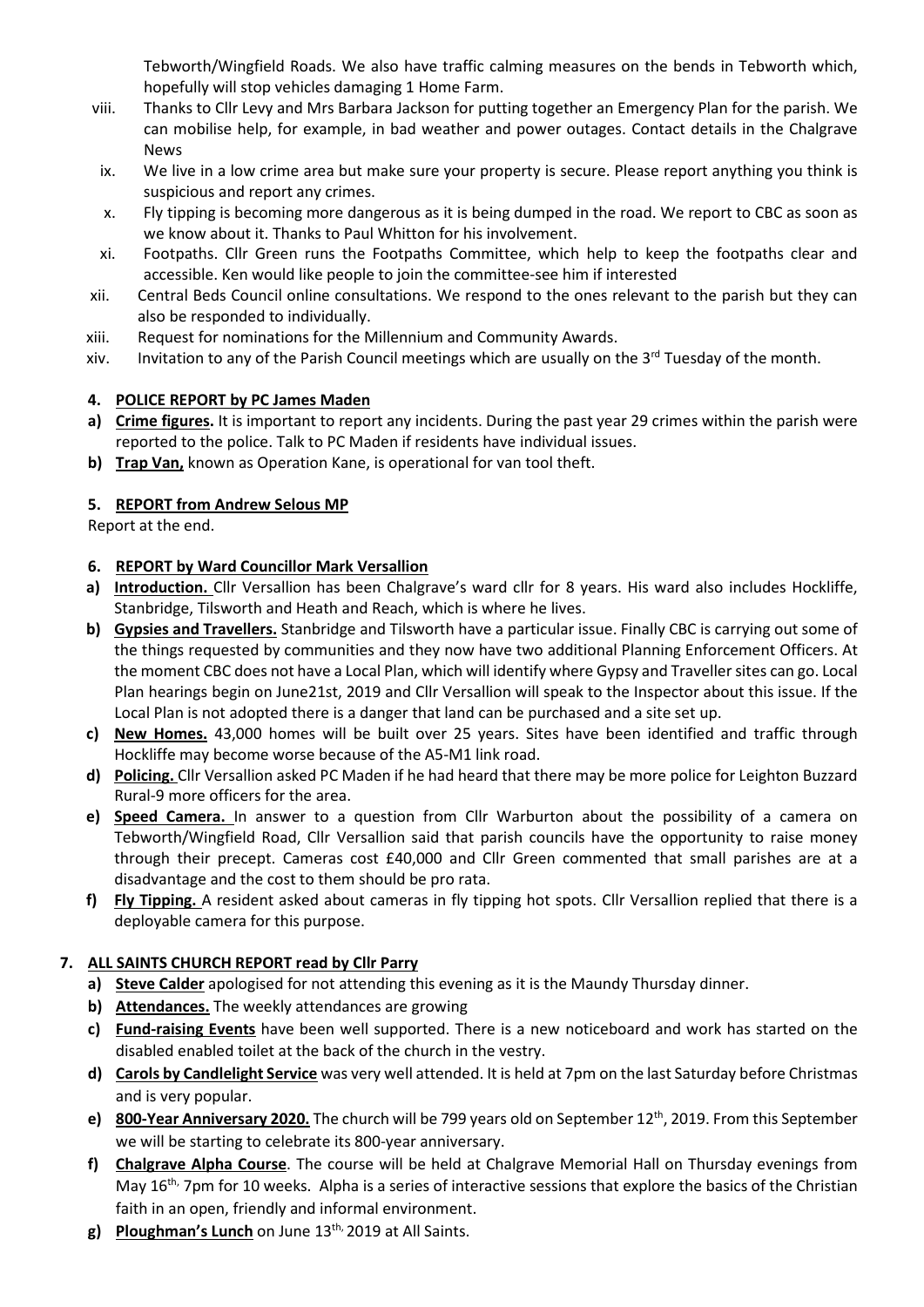Tebworth/Wingfield Roads. We also have traffic calming measures on the bends in Tebworth which, hopefully will stop vehicles damaging 1 Home Farm.

viii. Thanks to Cllr Levy and Mrs Barbara Jackson for putting together an Emergency Plan for the parish. We can mobilise help, for example, in bad weather and power outages. Contact details in the Chalgrave News

ix. We live in a low crime area but make sure your property is secure. Please report anything you think is suspicious and report any crimes.

x. Fly tipping is becoming more dangerous as it is being dumped in the road. We report to CBC as soon as we know about it. Thanks to Paul Whitton for his involvement.

xi. Footpaths. Cllr Green runs the Footpaths Committee, which help to keep the footpaths clear and accessible. Ken would like people to join the committee-see him if interested

xii. Central Beds Council online consultations. We respond to the ones relevant to the parish but they can also be responded to individually.

xiii. Request for nominations for the Millennium and Community Awards.

xiv. Invitation to any of the Parish Council meetings which are usually on the 3rd Tuesday of the month.

**4. POLICE REPORT by PC James Maden**

**a) Crime figures.** It is important to report any incidents. During the past year 29 crimes within the parish were reported to the police. Talk to PC Maden if residents have individual issues.

**b) Trap Van,** known as Operation Kane, is operational for van tool theft.

**5. REPORT from Andrew Selous MP**

Report at the end.

**6. REPORT by Ward Councillor Mark Versallion**

**a) Introduction.** Cllr Versallion has been Chalgrave's ward cllr for 8 years. His ward also includes Hockliffe, Stanbridge, Tilsworth and Heath and Reach, which is where he lives.

**b) Gypsies and Travellers.** Stanbridge and Tilsworth have a particular issue. Finally CBC is carrying out some of the things requested by communities and they now have two additional Planning Enforcement Officers. At the moment CBC does not have a Local Plan, which will identify where Gypsy and Traveller sites can go. Local Plan hearings begin on June21st, 2019 and Cllr Versallion will speak to the Inspector about this issue. If the Local Plan is not adopted there is a danger that land can be purchased and a site set up.

**c) New Homes.** 43,000 homes will be built over 25 years. Sites have been identified and traffic through Hockliffe may become worse because of the A5-M1 link road.

**d) Policing.** Cllr Versallion asked PC Maden if he had heard that there may be more police for Leighton Buzzard Rural-9 more officers for the area.

**e) Speed Camera.** In answer to a question from Cllr Warburton about the possibility of a camera on Tebworth/Wingfield Road, Cllr Versallion said that parish councils have the opportunity to raise money through their precept. Cameras cost £40,000 and Cllr Green commented that small parishes are at a disadvantage and the cost to them should be pro rata.

**f) Fly Tipping.** A resident asked about cameras in fly tipping hot spots. Cllr Versallion replied that there is a deployable camera for this purpose.

**7. ALL SAINTS CHURCH REPORT read by Cllr Parry**

**a) Steve Calder** apologised for not attending this evening as it is the Maundy Thursday dinner.

**b) Attendances.** The weekly attendances are growing

**c) Fund-raising Events** have been well supported. There is a new noticeboard and work has started on the disabled enabled toilet at the back of the church in the vestry.

**d) Carols by Candlelight Service** was very well attended. It is held at 7pm on the last Saturday before Christmas and is very popular.

**e) 800-Year Anniversary 2020.** The church will be 799 years old on September 12th, 2019. From this September we will be starting to celebrate its 800-year anniversary.

**f) Chalgrave Alpha Course**. The course will be held at Chalgrave Memorial Hall on Thursday evenings from May 16th, 7pm for 10 weeks. Alpha is a series of interactive sessions that explore the basics of the Christian faith in an open, friendly and informal environment.

**g) Ploughman's Lunch** on June 13th, 2019 at All Saints.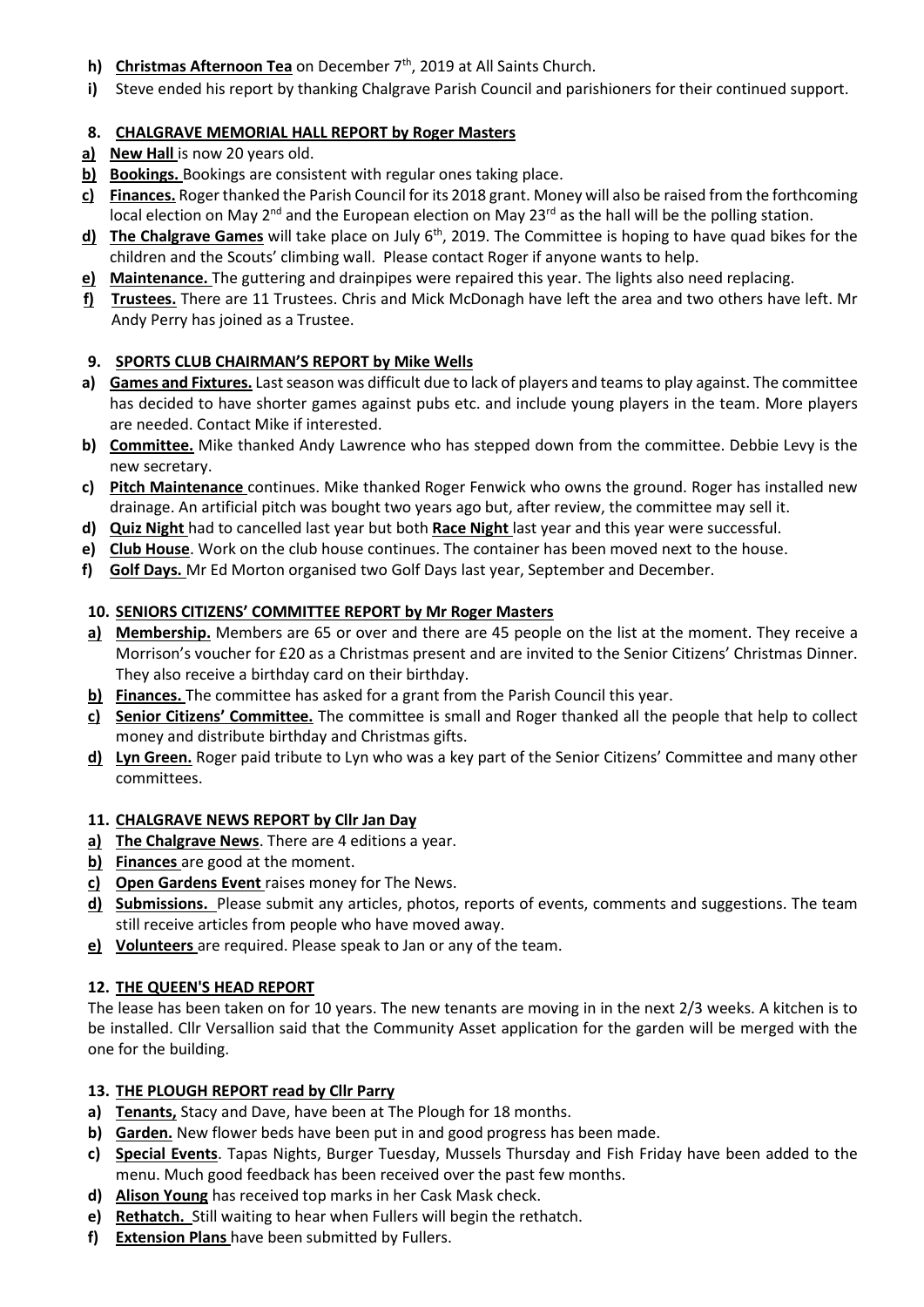- **h) Christmas Afternoon Tea** on December 7th, 2019 at All Saints Church.
- **i)** Steve ended his report by thanking Chalgrave Parish Council and parishioners for their continued support.

## 8. CHALGRAVE MEMORIAL HALL REPORT by Roger Masters

- **a) New Hall** is now 20 years old.
- **b) Bookings.** Bookings are consistent with regular ones taking place.
- **c) Finances.** Roger thanked the Parish Council for its 2018 grant. Money will also be raised from the forthcoming local election on May 2nd and the European election on May 23rd as the hall will be the polling station.
- **d) The Chalgrave Games** will take place on July 6th, 2019. The Committee is hoping to have quad bikes for the children and the Scouts' climbing wall. Please contact Roger if anyone wants to help.
- **e) Maintenance.** The guttering and drainpipes were repaired this year. The lights also need replacing.
- **f) Trustees.** There are 11 Trustees. Chris and Mick McDonagh have left the area and two others have left. Mr Andy Perry has joined as a Trustee.

## 9. SPORTS CLUB CHAIRMAN'S REPORT by Mike Wells

- **a) Games and Fixtures.** Last season was difficult due to lack of players and teams to play against. The committee has decided to have shorter games against pubs etc. and include young players in the team. More players are needed. Contact Mike if interested.
- **b) Committee.** Mike thanked Andy Lawrence who has stepped down from the committee. Debbie Levy is the new secretary.
- **c) Pitch Maintenance** continues. Mike thanked Roger Fenwick who owns the ground. Roger has installed new drainage. An artificial pitch was bought two years ago but, after review, the committee may sell it.
- **d) Quiz Night** had to cancelled last year but both **Race Night** last year and this year were successful.
- **e) Club House**. Work on the club house continues. The container has been moved next to the house.
- **f) Golf Days.** Mr Ed Morton organised two Golf Days last year, September and December.

## 10. SENIORS CITIZENS' COMMITTEE REPORT by Mr Roger Masters

- **a) Membership.** Members are 65 or over and there are 45 people on the list at the moment. They receive a Morrison's voucher for £20 as a Christmas present and are invited to the Senior Citizens' Christmas Dinner. They also receive a birthday card on their birthday.
- **b) Finances.** The committee has asked for a grant from the Parish Council this year.
- **c) Senior Citizens' Committee.** The committee is small and Roger thanked all the people that help to collect money and distribute birthday and Christmas gifts.
- **d) Lyn Green.** Roger paid tribute to Lyn who was a key part of the Senior Citizens' Committee and many other committees.

## 11. CHALGRAVE NEWS REPORT by Cllr Jan Day

- **a) The Chalgrave News**. There are 4 editions a year.
- **b) Finances** are good at the moment.
- **c) Open Gardens Event** raises money for The News.
- **d) Submissions.** Please submit any articles, photos, reports of events, comments and suggestions. The team still receive articles from people who have moved away.
- **e) Volunteers** are required. Please speak to Jan or any of the team.

## 12. THE QUEEN'S HEAD REPORT

The lease has been taken on for 10 years. The new tenants are moving in in the next 2/3 weeks. A kitchen is to be installed. Cllr Versallion said that the Community Asset application for the garden will be merged with the one for the building.

## 13. THE PLOUGH REPORT read by Cllr Parry

- **a) Tenants,** Stacy and Dave, have been at The Plough for 18 months.
- **b) Garden.** New flower beds have been put in and good progress has been made.
- **c) Special Events**. Tapas Nights, Burger Tuesday, Mussels Thursday and Fish Friday have been added to the menu. Much good feedback has been received over the past few months.
- **d) Alison Young** has received top marks in her Cask Mask check.
- **e) Rethatch.** Still waiting to hear when Fullers will begin the rethatch.
- **f) Extension Plans** have been submitted by Fullers.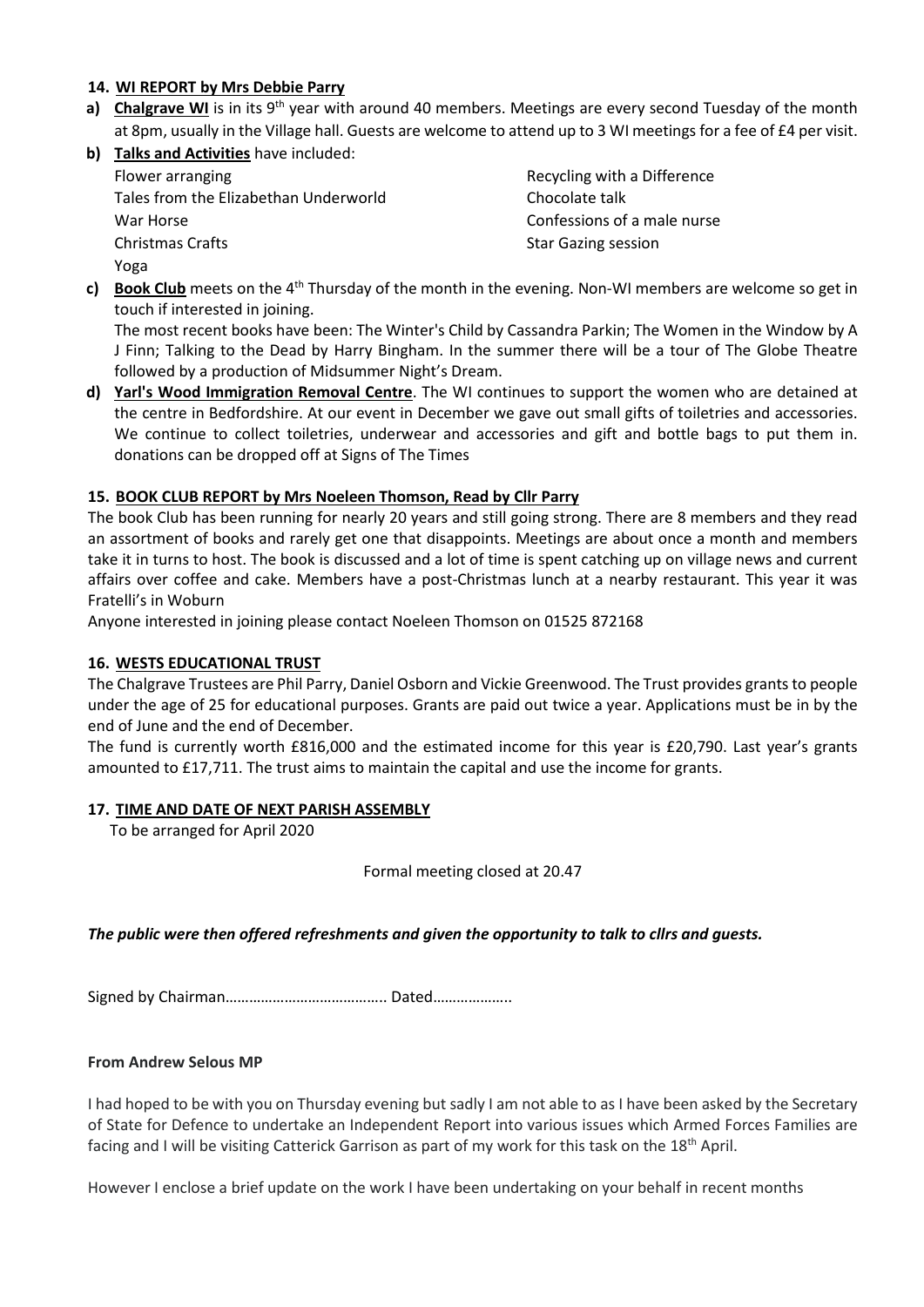## 14. WI REPORT by Mrs Debbie Parry

**a) Chalgrave WI** is in its 9th year with around 40 members. Meetings are every second Tuesday of the month at 8pm, usually in the Village hall. Guests are welcome to attend up to 3 WI meetings for a fee of £4 per visit.

**b) Talks and Activities** have included:

- Flower arranging
- Tales from the Elizabethan Underworld
- War Horse
- Christmas Crafts
- Yoga
- Recycling with a Difference
- Chocolate talk
- Confessions of a male nurse
- Star Gazing session

**c) Book Club** meets on the 4th Thursday of the month in the evening. Non-WI members are welcome so get in touch if interested in joining.

The most recent books have been: The Winter's Child by Cassandra Parkin; The Women in the Window by A J Finn; Talking to the Dead by Harry Bingham. In the summer there will be a tour of The Globe Theatre followed by a production of Midsummer Night's Dream.

**d) Yarl's Wood Immigration Removal Centre**. The WI continues to support the women who are detained at the centre in Bedfordshire. At our event in December we gave out small gifts of toiletries and accessories. We continue to collect toiletries, underwear and accessories and gift and bottle bags to put them in. donations can be dropped off at Signs of The Times

## 15. BOOK CLUB REPORT by Mrs Noeleen Thomson, Read by Cllr Parry

The book Club has been running for nearly 20 years and still going strong. There are 8 members and they read an assortment of books and rarely get one that disappoints. Meetings are about once a month and members take it in turns to host. The book is discussed and a lot of time is spent catching up on village news and current affairs over coffee and cake. Members have a post-Christmas lunch at a nearby restaurant. This year it was Fratelli's in Woburn

Anyone interested in joining please contact Noeleen Thomson on 01525 872168

## 16. WESTS EDUCATIONAL TRUST

The Chalgrave Trustees are Phil Parry, Daniel Osborn and Vickie Greenwood. The Trust provides grants to people under the age of 25 for educational purposes. Grants are paid out twice a year. Applications must be in by the end of June and the end of December.

The fund is currently worth £816,000 and the estimated income for this year is £20,790. Last year's grants amounted to £17,711. The trust aims to maintain the capital and use the income for grants.

## 17. TIME AND DATE OF NEXT PARISH ASSEMBLY

To be arranged for April 2020

Formal meeting closed at 20.47

***The public were then offered refreshments and given the opportunity to talk to cllrs and guests.***

Signed by Chairman………………………………….. Dated………………..

**From Andrew Selous MP**

I had hoped to be with you on Thursday evening but sadly I am not able to as I have been asked by the Secretary of State for Defence to undertake an Independent Report into various issues which Armed Forces Families are facing and I will be visiting Catterick Garrison as part of my work for this task on the 18th April.

However I enclose a brief update on the work I have been undertaking on your behalf in recent months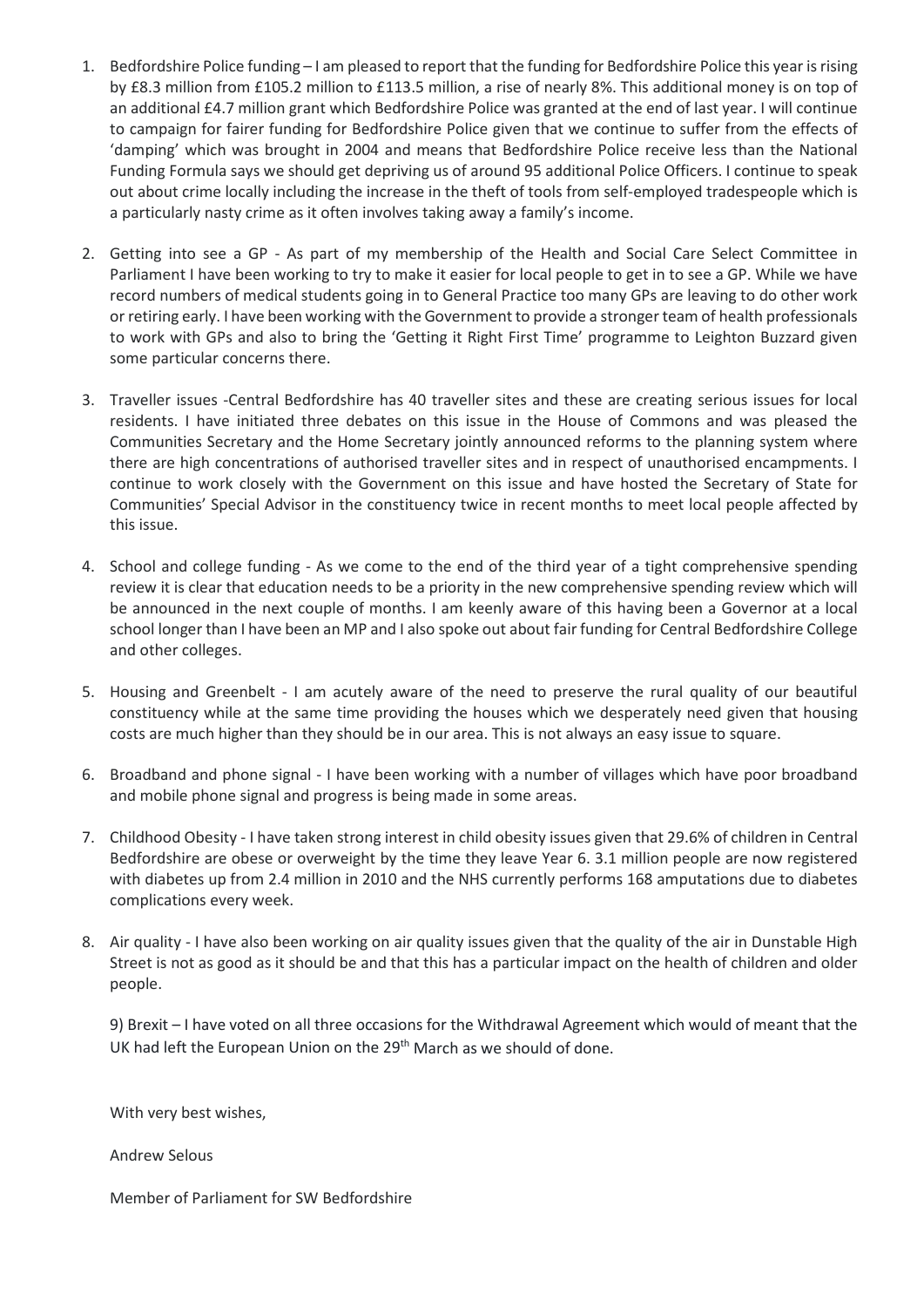1. Bedfordshire Police funding – I am pleased to report that the funding for Bedfordshire Police this year is rising by £8.3 million from £105.2 million to £113.5 million, a rise of nearly 8%. This additional money is on top of an additional £4.7 million grant which Bedfordshire Police was granted at the end of last year. I will continue to campaign for fairer funding for Bedfordshire Police given that we continue to suffer from the effects of 'damping' which was brought in 2004 and means that Bedfordshire Police receive less than the National Funding Formula says we should get depriving us of around 95 additional Police Officers. I continue to speak out about crime locally including the increase in the theft of tools from self-employed tradespeople which is a particularly nasty crime as it often involves taking away a family's income.

2. Getting into see a GP - As part of my membership of the Health and Social Care Select Committee in Parliament I have been working to try to make it easier for local people to get in to see a GP. While we have record numbers of medical students going in to General Practice too many GPs are leaving to do other work or retiring early. I have been working with the Government to provide a stronger team of health professionals to work with GPs and also to bring the 'Getting it Right First Time' programme to Leighton Buzzard given some particular concerns there.

3. Traveller issues -Central Bedfordshire has 40 traveller sites and these are creating serious issues for local residents. I have initiated three debates on this issue in the House of Commons and was pleased the Communities Secretary and the Home Secretary jointly announced reforms to the planning system where there are high concentrations of authorised traveller sites and in respect of unauthorised encampments. I continue to work closely with the Government on this issue and have hosted the Secretary of State for Communities' Special Advisor in the constituency twice in recent months to meet local people affected by this issue.

4. School and college funding - As we come to the end of the third year of a tight comprehensive spending review it is clear that education needs to be a priority in the new comprehensive spending review which will be announced in the next couple of months. I am keenly aware of this having been a Governor at a local school longer than I have been an MP and I also spoke out about fair funding for Central Bedfordshire College and other colleges.

5. Housing and Greenbelt - I am acutely aware of the need to preserve the rural quality of our beautiful constituency while at the same time providing the houses which we desperately need given that housing costs are much higher than they should be in our area. This is not always an easy issue to square.

6. Broadband and phone signal - I have been working with a number of villages which have poor broadband and mobile phone signal and progress is being made in some areas.

7. Childhood Obesity - I have taken strong interest in child obesity issues given that 29.6% of children in Central Bedfordshire are obese or overweight by the time they leave Year 6. 3.1 million people are now registered with diabetes up from 2.4 million in 2010 and the NHS currently performs 168 amputations due to diabetes complications every week.

8. Air quality - I have also been working on air quality issues given that the quality of the air in Dunstable High Street is not as good as it should be and that this has a particular impact on the health of children and older people.

9) Brexit – I have voted on all three occasions for the Withdrawal Agreement which would of meant that the UK had left the European Union on the 29th March as we should of done.

With very best wishes,

Andrew Selous

Member of Parliament for SW Bedfordshire